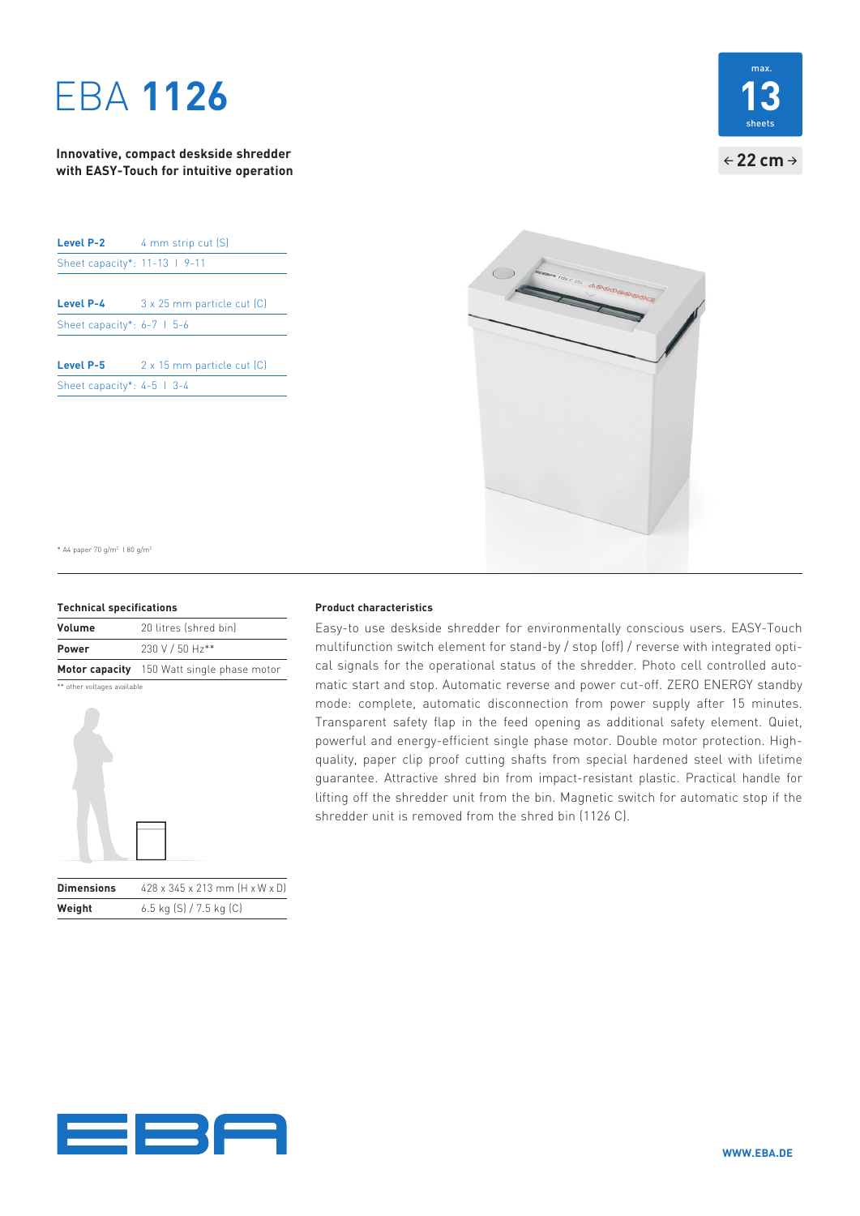# EBA **1126**

max. **13** sheets

← 22 cm →

**Innovative, compact deskside shredder with EASY-Touch for intuitive operation**

| **Level P-2** | 4 mm strip cut (S) |
|---|---|
| Sheet capacity*: 11-13 I 9-11 | |

| **Level P-4** | 3 x 25 mm particle cut (C) |
|---|---|
| Sheet capacity*: 6-7 I 5-6 | |

| **Level P-5** | 2 x 15 mm particle cut (C) |
|---|---|
| Sheet capacity*: 4-5 I 3-4 | |

* A4 paper 70 g/m² I 80 g/m²

### Technical specifications

| | |
|---|---|
| **Volume** | 20 litres (shred bin) |
| **Power** | 230 V / 50 Hz** |
| **Motor capacity** | 150 Watt single phase motor |

** other voltages available

| | |
|---|---|
| **Dimensions** | 428 x 345 x 213 mm (H x W x D) |
| **Weight** | 6.5 kg (S) / 7.5 kg (C) |

### Product characteristics

Easy-to use deskside shredder for environmentally conscious users. EASY-Touch multifunction switch element for stand-by / stop (off) / reverse with integrated optical signals for the operational status of the shredder. Photo cell controlled automatic start and stop. Automatic reverse and power cut-off. ZERO ENERGY standby mode: complete, automatic disconnection from power supply after 15 minutes. Transparent safety flap in the feed opening as additional safety element. Quiet, powerful and energy-efficient single phase motor. Double motor protection. High-quality, paper clip proof cutting shafts from special hardened steel with lifetime guarantee. Attractive shred bin from impact-resistant plastic. Practical handle for lifting off the shredder unit from the bin. Magnetic switch for automatic stop if the shredder unit is removed from the shred bin (1126 C).

EBA

WWW.EBA.DE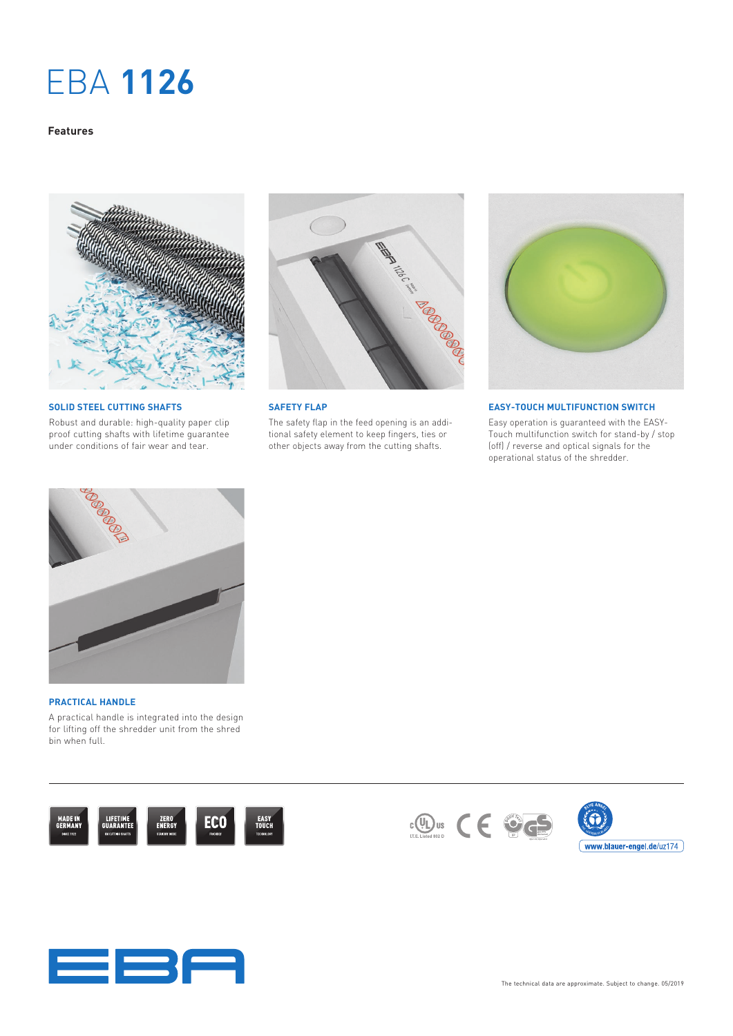# EBA **1126**

**Features**

### SOLID STEEL CUTTING SHAFTS

Robust and durable: high-quality paper clip proof cutting shafts with lifetime guarantee under conditions of fair wear and tear.

### SAFETY FLAP

The safety flap in the feed opening is an additional safety element to keep fingers, ties or other objects away from the cutting shafts.

### EASY-TOUCH MULTIFUNCTION SWITCH

Easy operation is guaranteed with the EASY-Touch multifunction switch for stand-by / stop (off) / reverse and optical signals for the operational status of the shredder.

### PRACTICAL HANDLE

A practical handle is integrated into the design for lifting off the shredder unit from the shred bin when full.

MADE IN GERMANY SINCE 1922 | LIFETIME GUARANTEE ON CUTTING SHAFTS | ZERO ENERGY STANDBY MODE | ECO FRIENDLY | EASY TOUCH TECHNOLOGY

I.T.E. Listed 802 D

www.blauer-engel.de/uz174

The technical data are approximate. Subject to change. 05/2019